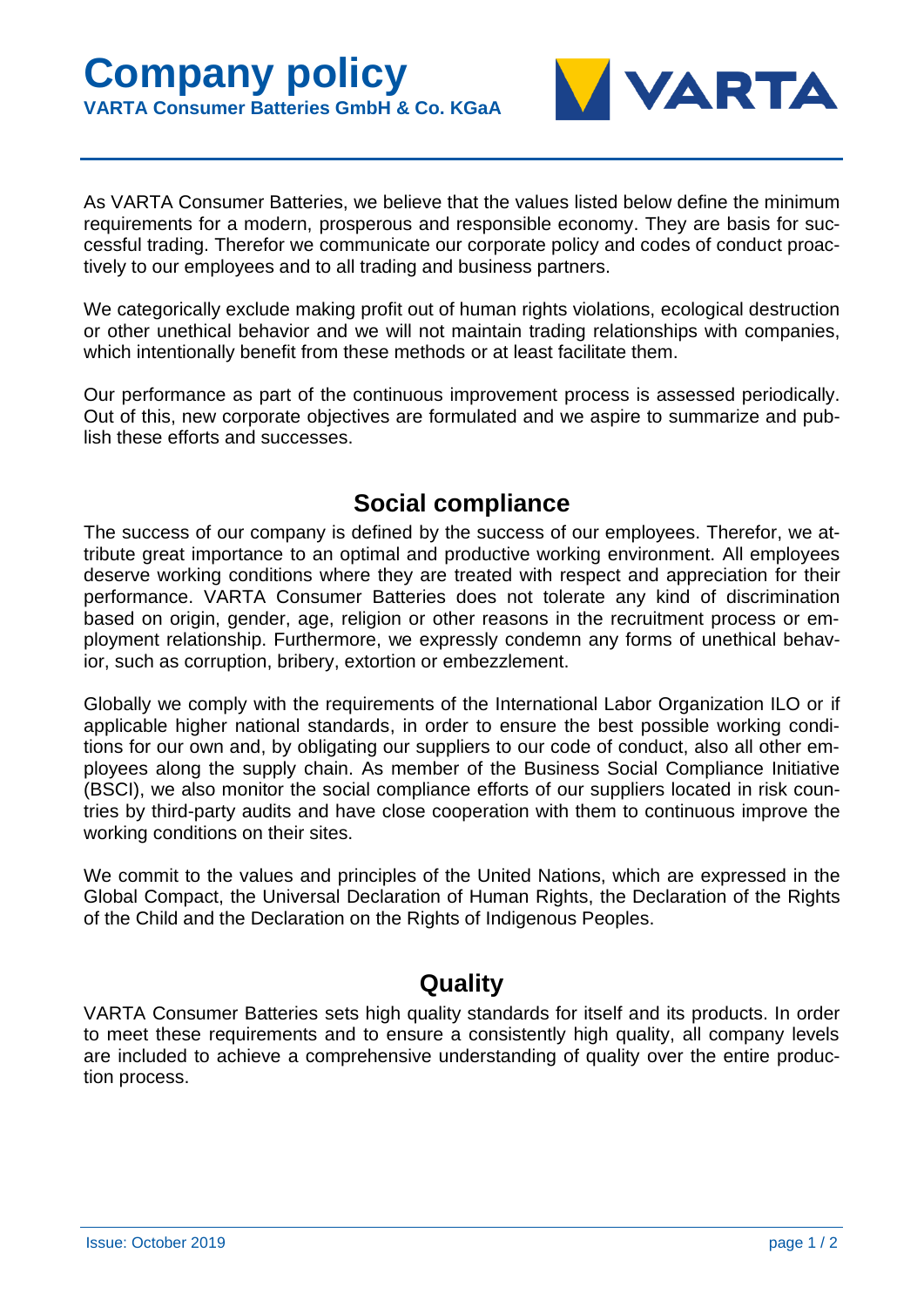# Company policy

**VARTA Consumer Batteries GmbH & Co. KGaA**

As VARTA Consumer Batteries, we believe that the values listed below define the minimum requirements for a modern, prosperous and responsible economy. They are basis for successful trading. Therefor we communicate our corporate policy and codes of conduct proactively to our employees and to all trading and business partners.

We categorically exclude making profit out of human rights violations, ecological destruction or other unethical behavior and we will not maintain trading relationships with companies, which intentionally benefit from these methods or at least facilitate them.

Our performance as part of the continuous improvement process is assessed periodically. Out of this, new corporate objectives are formulated and we aspire to summarize and publish these efforts and successes.

## Social compliance

The success of our company is defined by the success of our employees. Therefor, we attribute great importance to an optimal and productive working environment. All employees deserve working conditions where they are treated with respect and appreciation for their performance. VARTA Consumer Batteries does not tolerate any kind of discrimination based on origin, gender, age, religion or other reasons in the recruitment process or employment relationship. Furthermore, we expressly condemn any forms of unethical behavior, such as corruption, bribery, extortion or embezzlement.

Globally we comply with the requirements of the International Labor Organization ILO or if applicable higher national standards, in order to ensure the best possible working conditions for our own and, by obligating our suppliers to our code of conduct, also all other employees along the supply chain. As member of the Business Social Compliance Initiative (BSCI), we also monitor the social compliance efforts of our suppliers located in risk countries by third-party audits and have close cooperation with them to continuous improve the working conditions on their sites.

We commit to the values and principles of the United Nations, which are expressed in the Global Compact, the Universal Declaration of Human Rights, the Declaration of the Rights of the Child and the Declaration on the Rights of Indigenous Peoples.

## Quality

VARTA Consumer Batteries sets high quality standards for itself and its products. In order to meet these requirements and to ensure a consistently high quality, all company levels are included to achieve a comprehensive understanding of quality over the entire production process.

Issue: October 2019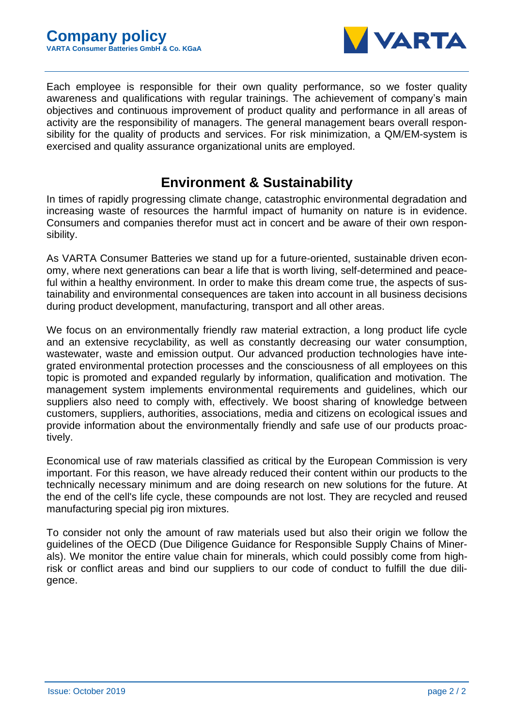Each employee is responsible for their own quality performance, so we foster quality awareness and qualifications with regular trainings. The achievement of company's main objectives and continuous improvement of product quality and performance in all areas of activity are the responsibility of managers. The general management bears overall responsibility for the quality of products and services. For risk minimization, a QM/EM-system is exercised and quality assurance organizational units are employed.

## Environment & Sustainability

In times of rapidly progressing climate change, catastrophic environmental degradation and increasing waste of resources the harmful impact of humanity on nature is in evidence. Consumers and companies therefor must act in concert and be aware of their own responsibility.

As VARTA Consumer Batteries we stand up for a future-oriented, sustainable driven economy, where next generations can bear a life that is worth living, self-determined and peaceful within a healthy environment. In order to make this dream come true, the aspects of sustainability and environmental consequences are taken into account in all business decisions during product development, manufacturing, transport and all other areas.

We focus on an environmentally friendly raw material extraction, a long product life cycle and an extensive recyclability, as well as constantly decreasing our water consumption, wastewater, waste and emission output. Our advanced production technologies have integrated environmental protection processes and the consciousness of all employees on this topic is promoted and expanded regularly by information, qualification and motivation. The management system implements environmental requirements and guidelines, which our suppliers also need to comply with, effectively. We boost sharing of knowledge between customers, suppliers, authorities, associations, media and citizens on ecological issues and provide information about the environmentally friendly and safe use of our products proactively.

Economical use of raw materials classified as critical by the European Commission is very important. For this reason, we have already reduced their content within our products to the technically necessary minimum and are doing research on new solutions for the future. At the end of the cell's life cycle, these compounds are not lost. They are recycled and reused manufacturing special pig iron mixtures.

To consider not only the amount of raw materials used but also their origin we follow the guidelines of the OECD (Due Diligence Guidance for Responsible Supply Chains of Minerals). We monitor the entire value chain for minerals, which could possibly come from high-risk or conflict areas and bind our suppliers to our code of conduct to fulfill the due diligence.